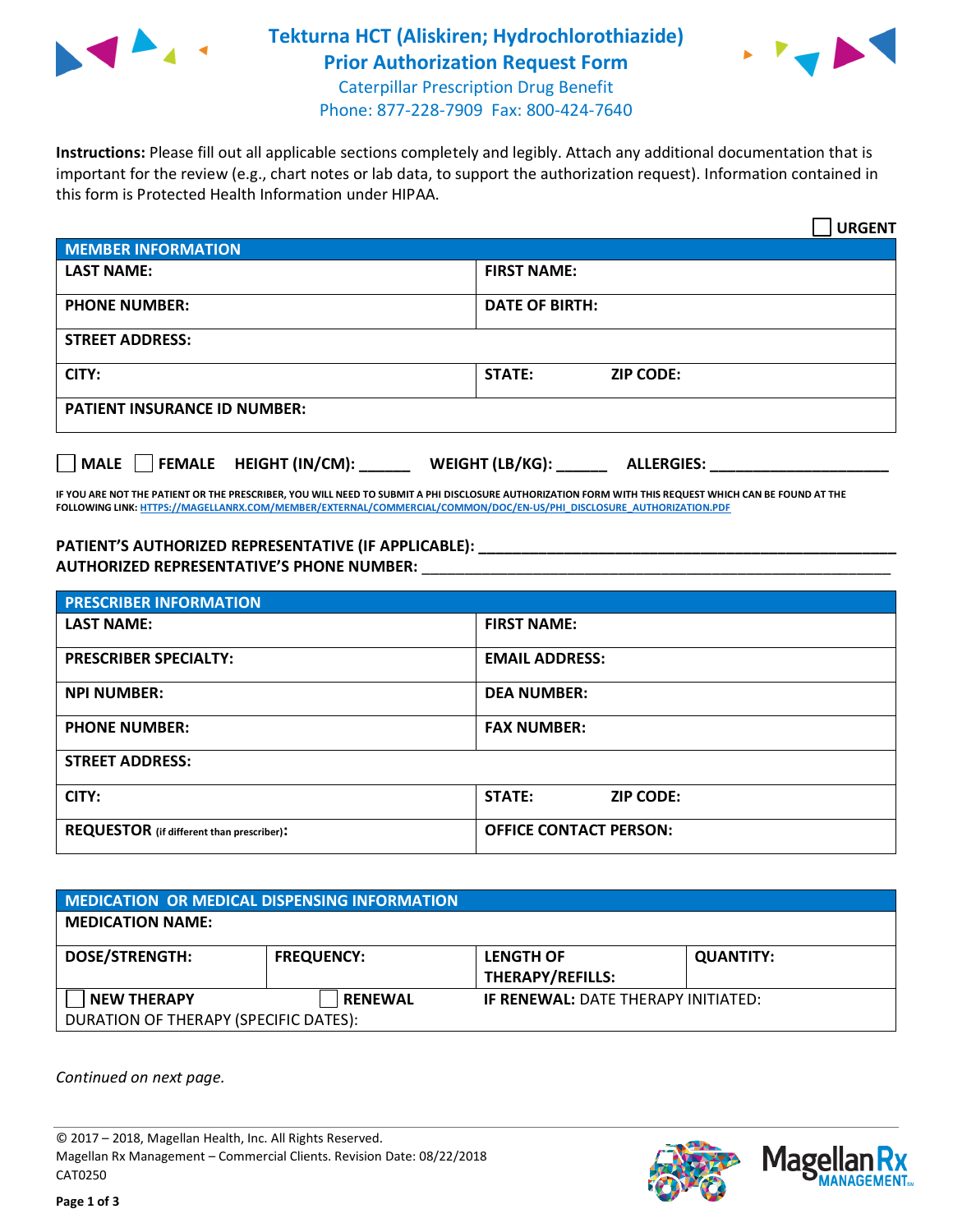# Tekturna HCT (Aliskiren; Hydrochlorothiazide) Prior Authorization Request Form

Caterpillar Prescription Drug Benefit
Phone: 877-228-7909 Fax: 800-424-7640

**Instructions:** Please fill out all applicable sections completely and legibly. Attach any additional documentation that is important for the review (e.g., chart notes or lab data, to support the authorization request). Information contained in this form is Protected Health Information under HIPAA.

☐ **URGENT**

| **MEMBER INFORMATION** | | |
|---|---|---|
| **LAST NAME:** | **FIRST NAME:** | |
| **PHONE NUMBER:** | **DATE OF BIRTH:** | |
| **STREET ADDRESS:** | | |
| **CITY:** | **STATE:** | **ZIP CODE:** |
| **PATIENT INSURANCE ID NUMBER:** | | |

☐ **MALE** ☐ **FEMALE** **HEIGHT (IN/CM):** ______ **WEIGHT (LB/KG):** ______ **ALLERGIES:** ____________________

**IF YOU ARE NOT THE PATIENT OR THE PRESCRIBER, YOU WILL NEED TO SUBMIT A PHI DISCLOSURE AUTHORIZATION FORM WITH THIS REQUEST WHICH CAN BE FOUND AT THE FOLLOWING LINK: HTTPS://MAGELLANRX.COM/MEMBER/EXTERNAL/COMMERCIAL/COMMON/DOC/EN-US/PHI_DISCLOSURE_AUTHORIZATION.PDF**

**PATIENT'S AUTHORIZED REPRESENTATIVE (IF APPLICABLE):** ____________________________________________
**AUTHORIZED REPRESENTATIVE'S PHONE NUMBER:** ____________________________________________

| **PRESCRIBER INFORMATION** | | |
|---|---|---|
| **LAST NAME:** | **FIRST NAME:** | |
| **PRESCRIBER SPECIALTY:** | **EMAIL ADDRESS:** | |
| **NPI NUMBER:** | **DEA NUMBER:** | |
| **PHONE NUMBER:** | **FAX NUMBER:** | |
| **STREET ADDRESS:** | | |
| **CITY:** | **STATE:** | **ZIP CODE:** |
| **REQUESTOR** (if different than prescriber)**:** | **OFFICE CONTACT PERSON:** | |

| **MEDICATION OR MEDICAL DISPENSING INFORMATION** | | | |
|---|---|---|---|
| **MEDICATION NAME:** | | | |
| **DOSE/STRENGTH:** | **FREQUENCY:** | **LENGTH OF THERAPY/REFILLS:** | **QUANTITY:** |
| ☐ **NEW THERAPY** | ☐ **RENEWAL** | **IF RENEWAL:** DATE THERAPY INITIATED: | |
| DURATION OF THERAPY (SPECIFIC DATES): | | | |

*Continued on next page.*

© 2017 – 2018, Magellan Health, Inc. All Rights Reserved.
Magellan Rx Management – Commercial Clients. Revision Date: 08/22/2018
CAT0250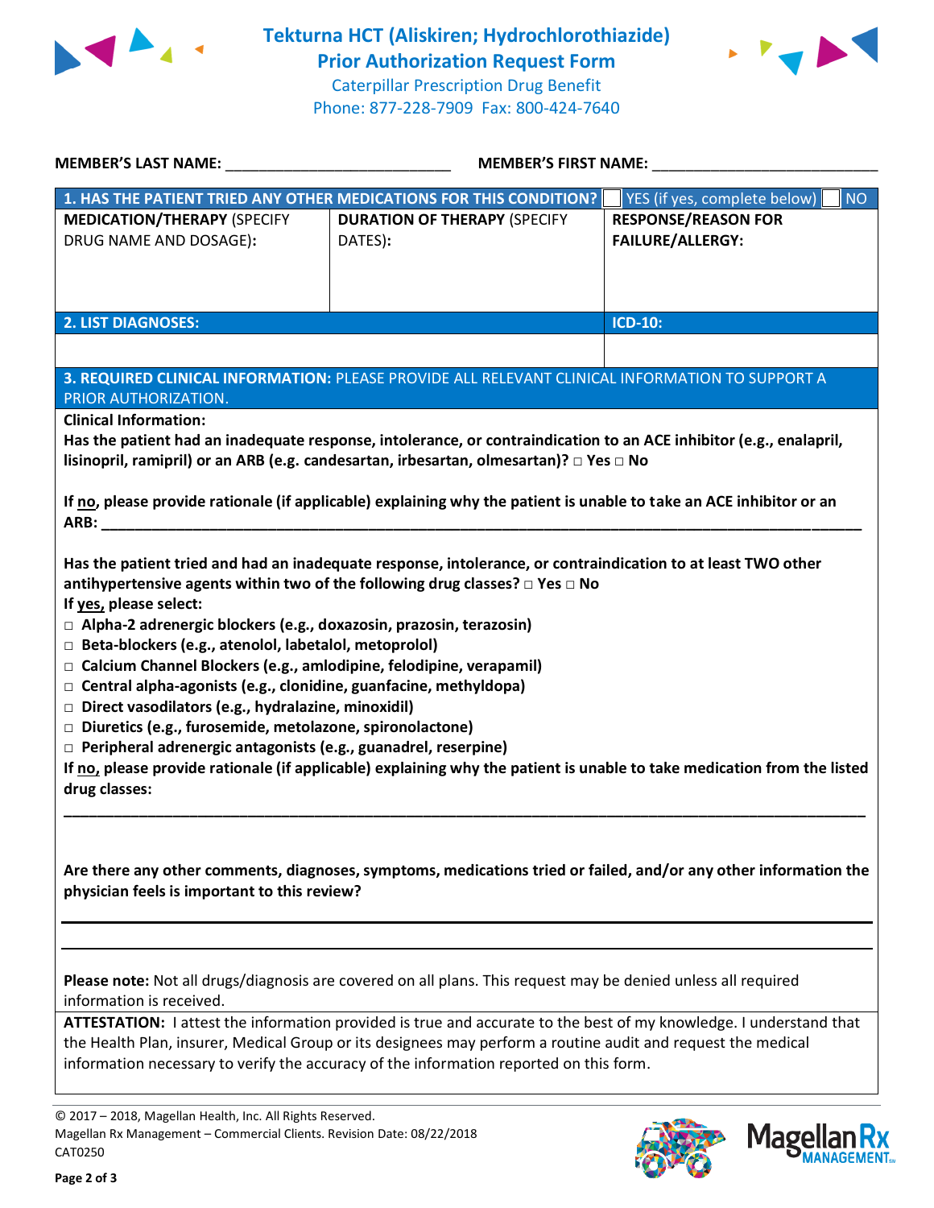# Tekturna HCT (Aliskiren; Hydrochlorothiazide) Prior Authorization Request Form

Caterpillar Prescription Drug Benefit
Phone: 877-228-7909 Fax: 800-424-7640

**MEMBER'S LAST NAME:** ___________________________ **MEMBER'S FIRST NAME:** ___________________________

| **1. HAS THE PATIENT TRIED ANY OTHER MEDICATIONS FOR THIS CONDITION?** | | ☐ YES (if yes, complete below) ☐ NO |
|---|---|---|
| **MEDICATION/THERAPY** (SPECIFY DRUG NAME AND DOSAGE): | **DURATION OF THERAPY** (SPECIFY DATES): | **RESPONSE/REASON FOR FAILURE/ALLERGY:** |
| | | |

| **2. LIST DIAGNOSES:** | **ICD-10:** |
|---|---|
| | |

**3. REQUIRED CLINICAL INFORMATION:** PLEASE PROVIDE ALL RELEVANT CLINICAL INFORMATION TO SUPPORT A PRIOR AUTHORIZATION.

**Clinical Information:**

**Has the patient had an inadequate response, intolerance, or contraindication to an ACE inhibitor (e.g., enalapril, lisinopril, ramipril) or an ARB (e.g. candesartan, irbesartan, olmesartan)? □ Yes □ No**

**If no, please provide rationale (if applicable) explaining why the patient is unable to take an ACE inhibitor or an ARB:** ____________________________________________

**Has the patient tried and had an inadequate response, intolerance, or contraindication to at least TWO other antihypertensive agents within two of the following drug classes? □ Yes □ No**

**If yes, please select:**

- □ **Alpha-2 adrenergic blockers (e.g., doxazosin, prazosin, terazosin)**
- □ **Beta-blockers (e.g., atenolol, labetalol, metoprolol)**
- □ **Calcium Channel Blockers (e.g., amlodipine, felodipine, verapamil)**
- □ **Central alpha-agonists (e.g., clonidine, guanfacine, methyldopa)**
- □ **Direct vasodilators (e.g., hydralazine, minoxidil)**
- □ **Diuretics (e.g., furosemide, metolazone, spironolactone)**
- □ **Peripheral adrenergic antagonists (e.g., guanadrel, reserpine)**

**If no, please provide rationale (if applicable) explaining why the patient is unable to take medication from the listed drug classes:**

____________________________________________

**Are there any other comments, diagnoses, symptoms, medications tried or failed, and/or any other information the physician feels is important to this review?**

____________________________________________

____________________________________________

**Please note:** Not all drugs/diagnosis are covered on all plans. This request may be denied unless all required information is received.

**ATTESTATION:** I attest the information provided is true and accurate to the best of my knowledge. I understand that the Health Plan, insurer, Medical Group or its designees may perform a routine audit and request the medical information necessary to verify the accuracy of the information reported on this form.

© 2017 – 2018, Magellan Health, Inc. All Rights Reserved.
Magellan Rx Management – Commercial Clients. Revision Date: 08/22/2018
CAT0250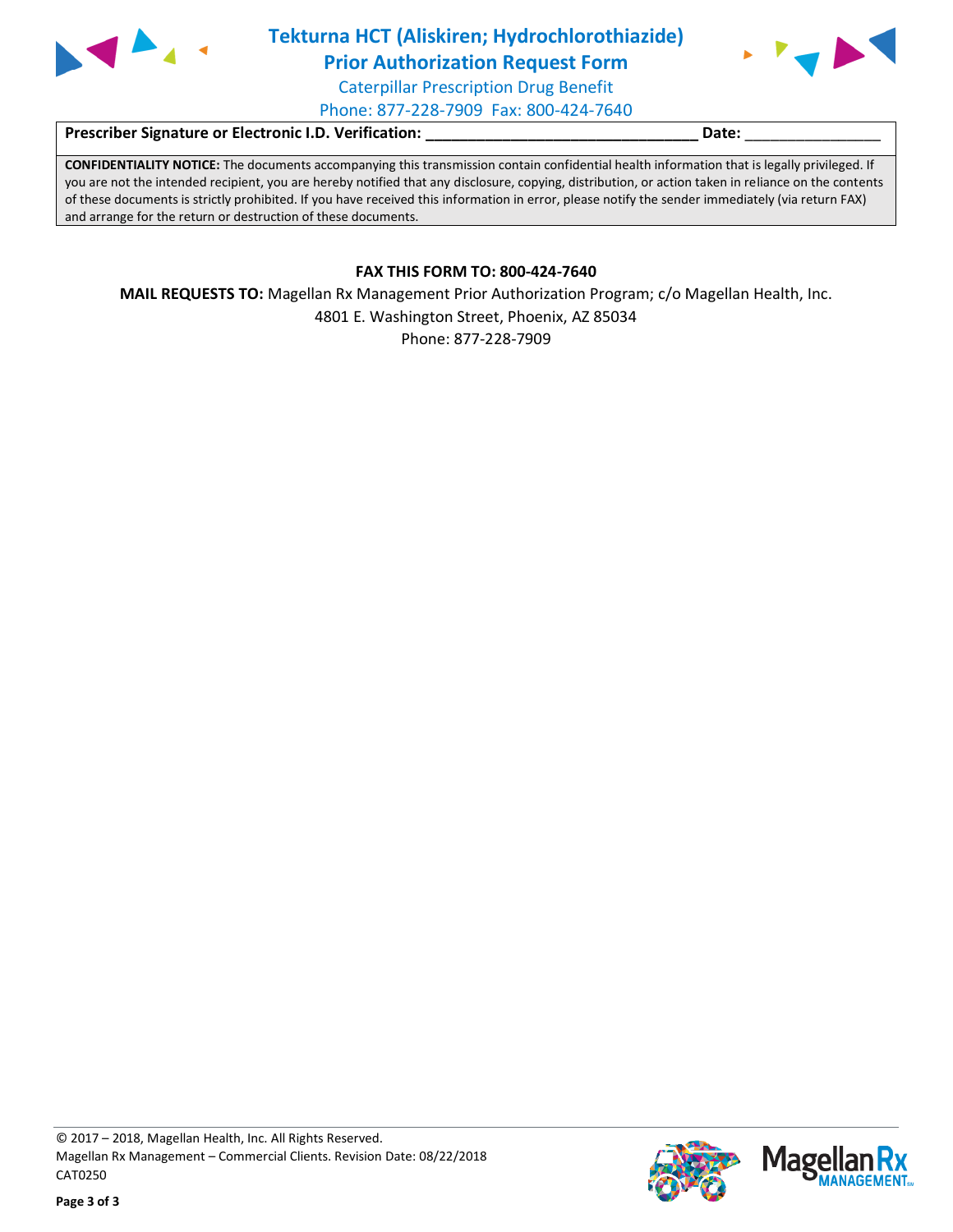**Prescriber Signature or Electronic I.D. Verification:** ______________________________ **Date:** _______________

**CONFIDENTIALITY NOTICE:** The documents accompanying this transmission contain confidential health information that is legally privileged. If you are not the intended recipient, you are hereby notified that any disclosure, copying, distribution, or action taken in reliance on the contents of these documents is strictly prohibited. If you have received this information in error, please notify the sender immediately (via return FAX) and arrange for the return or destruction of these documents.

**FAX THIS FORM TO: 800-424-7640**

**MAIL REQUESTS TO:** Magellan Rx Management Prior Authorization Program; c/o Magellan Health, Inc.
4801 E. Washington Street, Phoenix, AZ 85034
Phone: 877-228-7909